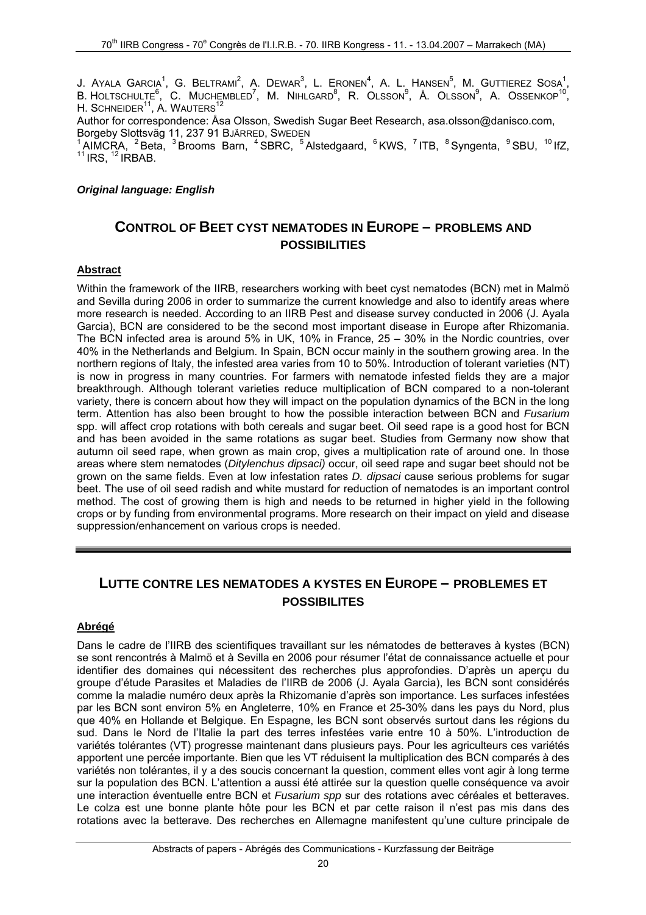J. AYALA GARCIA[1], G. BELTRAMI[2], A. DEWAR[3], L. ERONEN[4], A. L. HANSEN[5], M. GUTTIEREZ SOSA[1], B. HOLTSCHULTE[6], C. MUCHEMBLED[7], M. NIHLGARD[8], R. OLSSON[9], Å. OLSSON[9], A. OSSENKOP[10], H. SCHNEIDER[11], A. WAUTERS[12]

Author for correspondence: Åsa Olsson, Swedish Sugar Beet Research, asa.olsson@danisco.com, Borgeby Slottsväg 11, 237 91 BJÄRRED, SWEDEN

[1] AIMCRA, [2] Beta, [3] Brooms Barn, [4] SBRC, [5] Alstedgaard, [6] KWS, [7] ITB, [8] Syngenta, [9] SBU, [10] IfZ, [11] IRS, [12] IRBAB.

***Original language: English***

# CONTROL OF BEET CYST NEMATODES IN EUROPE – PROBLEMS AND POSSIBILITIES

## Abstract

Within the framework of the IIRB, researchers working with beet cyst nematodes (BCN) met in Malmö and Sevilla during 2006 in order to summarize the current knowledge and also to identify areas where more research is needed. According to an IIRB Pest and disease survey conducted in 2006 (J. Ayala Garcia), BCN are considered to be the second most important disease in Europe after Rhizomania. The BCN infected area is around 5% in UK, 10% in France, 25 – 30% in the Nordic countries, over 40% in the Netherlands and Belgium. In Spain, BCN occur mainly in the southern growing area. In the northern regions of Italy, the infested area varies from 10 to 50%. Introduction of tolerant varieties (NT) is now in progress in many countries. For farmers with nematode infested fields they are a major breakthrough. Although tolerant varieties reduce multiplication of BCN compared to a non-tolerant variety, there is concern about how they will impact on the population dynamics of the BCN in the long term. Attention has also been brought to how the possible interaction between BCN and *Fusarium* spp. will affect crop rotations with both cereals and sugar beet. Oil seed rape is a good host for BCN and has been avoided in the same rotations as sugar beet. Studies from Germany now show that autumn oil seed rape, when grown as main crop, gives a multiplication rate of around one. In those areas where stem nematodes (*Ditylenchus dipsaci)* occur, oil seed rape and sugar beet should not be grown on the same fields. Even at low infestation rates *D. dipsaci* cause serious problems for sugar beet. The use of oil seed radish and white mustard for reduction of nematodes is an important control method. The cost of growing them is high and needs to be returned in higher yield in the following crops or by funding from environmental programs. More research on their impact on yield and disease suppression/enhancement on various crops is needed.

# LUTTE CONTRE LES NEMATODES A KYSTES EN EUROPE – PROBLEMES ET POSSIBILITES

## Abrégé

Dans le cadre de l'IIRB des scientifiques travaillant sur les nématodes de betteraves à kystes (BCN) se sont rencontrés à Malmö et à Sevilla en 2006 pour résumer l'état de connaissance actuelle et pour identifier des domaines qui nécessitent des recherches plus approfondies. D'après un aperçu du groupe d'étude Parasites et Maladies de l'IIRB de 2006 (J. Ayala Garcia), les BCN sont considérés comme la maladie numéro deux après la Rhizomanie d'après son importance. Les surfaces infestées par les BCN sont environ 5% en Angleterre, 10% en France et 25-30% dans les pays du Nord, plus que 40% en Hollande et Belgique. En Espagne, les BCN sont observés surtout dans les régions du sud. Dans le Nord de l'Italie la part des terres infestées varie entre 10 à 50%. L'introduction de variétés tolérantes (VT) progresse maintenant dans plusieurs pays. Pour les agriculteurs ces variétés apportent une percée importante. Bien que les VT réduisent la multiplication des BCN comparés à des variétés non tolérantes, il y a des soucis concernant la question, comment elles vont agir à long terme sur la population des BCN. L'attention a aussi été attirée sur la question quelle conséquence va avoir une interaction éventuelle entre BCN et *Fusarium spp* sur des rotations avec céréales et betteraves. Le colza est une bonne plante hôte pour les BCN et par cette raison il n'est pas mis dans des rotations avec la betterave. Des recherches en Allemagne manifestent qu'une culture principale de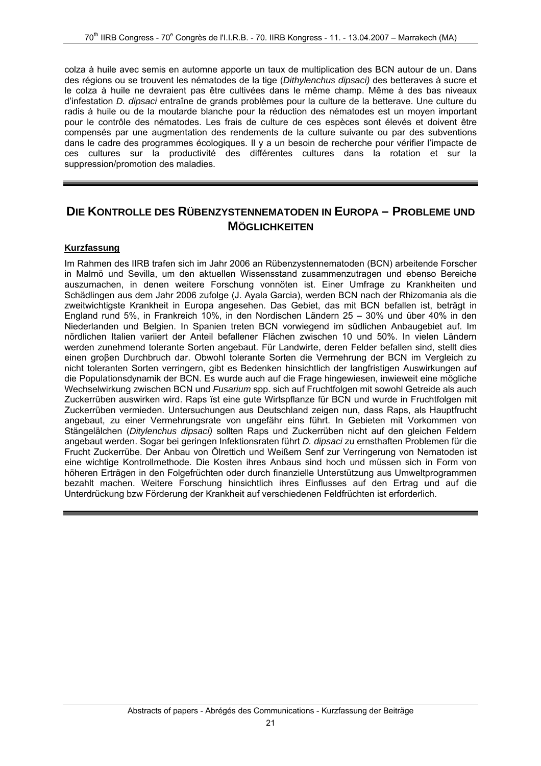colza à huile avec semis en automne apporte un taux de multiplication des BCN autour de un. Dans des régions ou se trouvent les nématodes de la tige (*Dithylenchus dipsaci)* des betteraves à sucre et le colza à huile ne devraient pas être cultivées dans le même champ. Même à des bas niveaux d'infestation *D. dipsaci* entraîne de grands problèmes pour la culture de la betterave. Une culture du radis à huile ou de la moutarde blanche pour la réduction des nématodes est un moyen important pour le contrôle des nématodes. Les frais de culture de ces espèces sont élevés et doivent être compensés par une augmentation des rendements de la culture suivante ou par des subventions dans le cadre des programmes écologiques. Il y a un besoin de recherche pour vérifier l'impacte de ces cultures sur la productivité des différentes cultures dans la rotation et sur la suppression/promotion des maladies.

## DIE KONTROLLE DES RÜBENZYSTENNEMATODEN IN EUROPA – PROBLEME UND MÖGLICHKEITEN

**Kurzfassung**

Im Rahmen des IIRB trafen sich im Jahr 2006 an Rübenzystennematoden (BCN) arbeitende Forscher in Malmö und Sevilla, um den aktuellen Wissensstand zusammenzutragen und ebenso Bereiche auszumachen, in denen weitere Forschung vonnöten ist. Einer Umfrage zu Krankheiten und Schädlingen aus dem Jahr 2006 zufolge (J. Ayala Garcia), werden BCN nach der Rhizomania als die zweitwichtigste Krankheit in Europa angesehen. Das Gebiet, das mit BCN befallen ist, beträgt in England rund 5%, in Frankreich 10%, in den Nordischen Ländern 25 – 30% und über 40% in den Niederlanden und Belgien. In Spanien treten BCN vorwiegend im südlichen Anbaugebiet auf. Im nördlichen Italien variiert der Anteil befallener Flächen zwischen 10 und 50%. In vielen Ländern werden zunehmend tolerante Sorten angebaut. Für Landwirte, deren Felder befallen sind, stellt dies einen groβen Durchbruch dar. Obwohl tolerante Sorten die Vermehrung der BCN im Vergleich zu nicht toleranten Sorten verringern, gibt es Bedenken hinsichtlich der langfristigen Auswirkungen auf die Populationsdynamik der BCN. Es wurde auch auf die Frage hingewiesen, inwieweit eine mögliche Wechselwirkung zwischen BCN und *Fusarium* spp. sich auf Fruchtfolgen mit sowohl Getreide als auch Zuckerrüben auswirken wird. Raps ïst eine gute Wirtspflanze für BCN und wurde in Fruchtfolgen mit Zuckerrüben vermieden. Untersuchungen aus Deutschland zeigen nun, dass Raps, als Hauptfrucht angebaut, zu einer Vermehrungsrate von ungefähr eins führt. In Gebieten mit Vorkommen von Stängelälchen (*Ditylenchus dipsaci)* sollten Raps und Zuckerrüben nicht auf den gleichen Feldern angebaut werden. Sogar bei geringen Infektionsraten führt *D. dipsaci* zu ernsthaften Problemen für die Frucht Zuckerrübe. Der Anbau von Ölrettich und Weißem Senf zur Verringerung von Nematoden ist eine wichtige Kontrollmethode. Die Kosten ihres Anbaus sind hoch und müssen sich in Form von höheren Erträgen in den Folgefrüchten oder durch finanzielle Unterstützung aus Umweltprogrammen bezahlt machen. Weitere Forschung hinsichtlich ihres Einflusses auf den Ertrag und auf die Unterdrückung bzw Förderung der Krankheit auf verschiedenen Feldfrüchten ist erforderlich.